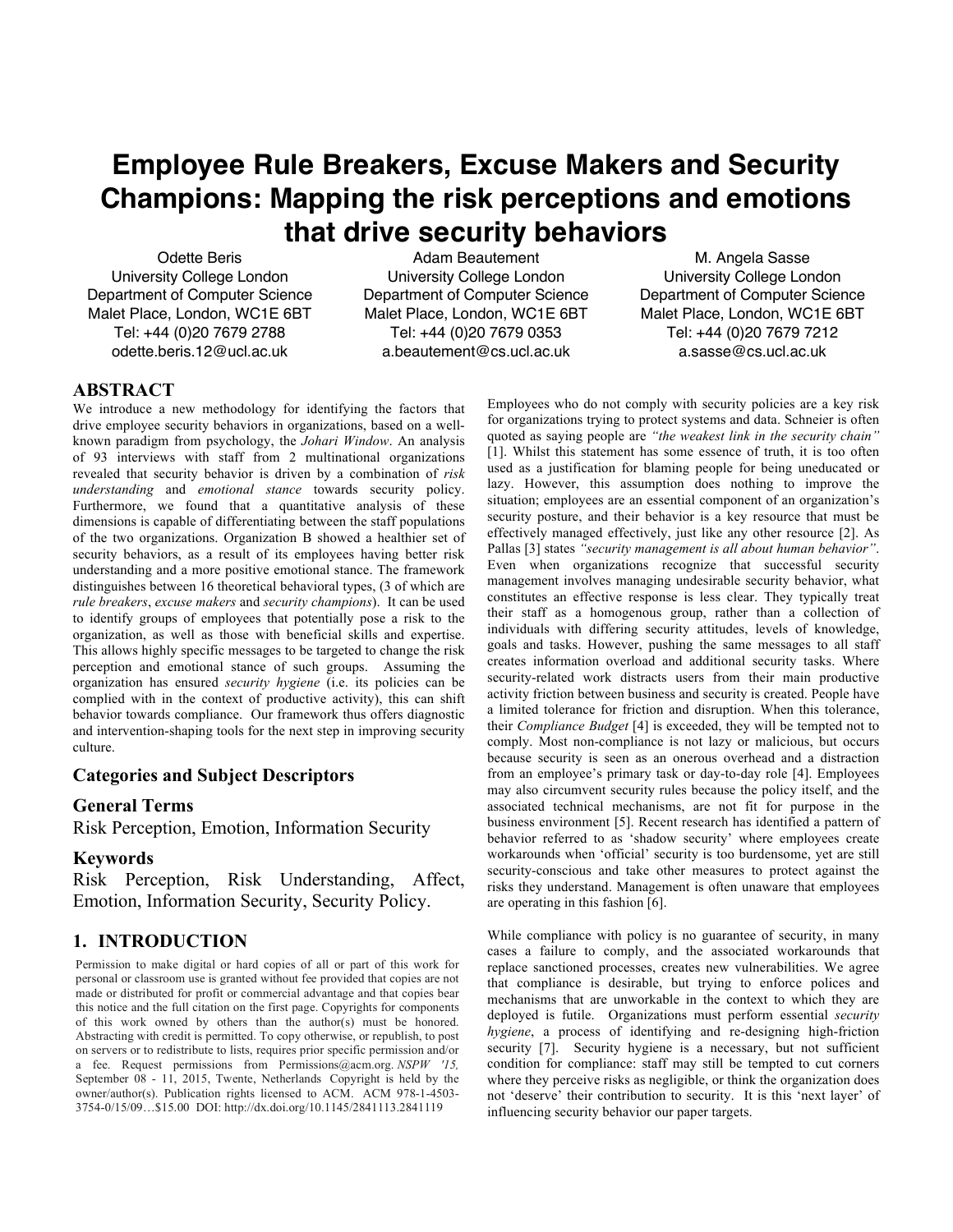# Employee Rule Breakers, Excuse Makers and Security Champions: Mapping the risk perceptions and emotions that drive security behaviors

Odette Beris
University College London
Department of Computer Science
Malet Place, London, WC1E 6BT
Tel: +44 (0)20 7679 2788
odette.beris.12@ucl.ac.uk

Adam Beautement
University College London
Department of Computer Science
Malet Place, London, WC1E 6BT
Tel: +44 (0)20 7679 0353
a.beautement@cs.ucl.ac.uk

M. Angela Sasse
University College London
Department of Computer Science
Malet Place, London, WC1E 6BT
Tel: +44 (0)20 7679 7212
a.sasse@cs.ucl.ac.uk

## ABSTRACT

We introduce a new methodology for identifying the factors that drive employee security behaviors in organizations, based on a well-known paradigm from psychology, the *Johari Window*. An analysis of 93 interviews with staff from 2 multinational organizations revealed that security behavior is driven by a combination of *risk understanding* and *emotional stance* towards security policy. Furthermore, we found that a quantitative analysis of these dimensions is capable of differentiating between the staff populations of the two organizations. Organization B showed a healthier set of security behaviors, as a result of its employees having better risk understanding and a more positive emotional stance. The framework distinguishes between 16 theoretical behavioral types, (3 of which are *rule breakers*, *excuse makers* and *security champions*). It can be used to identify groups of employees that potentially pose a risk to the organization, as well as those with beneficial skills and expertise. This allows highly specific messages to be targeted to change the risk perception and emotional stance of such groups. Assuming the organization has ensured *security hygiene* (i.e. its policies can be complied with in the context of productive activity), this can shift behavior towards compliance. Our framework thus offers diagnostic and intervention-shaping tools for the next step in improving security culture.

### Categories and Subject Descriptors

### General Terms

Risk Perception, Emotion, Information Security

### Keywords

Risk Perception, Risk Understanding, Affect, Emotion, Information Security, Security Policy.

## 1. INTRODUCTION

Permission to make digital or hard copies of all or part of this work for personal or classroom use is granted without fee provided that copies are not made or distributed for profit or commercial advantage and that copies bear this notice and the full citation on the first page. Copyrights for components of this work owned by others than the author(s) must be honored. Abstracting with credit is permitted. To copy otherwise, or republish, to post on servers or to redistribute to lists, requires prior specific permission and/or a fee. Request permissions from Permissions@acm.org. *NSPW '15,* September 08 - 11, 2015, Twente, Netherlands Copyright is held by the owner/author(s). Publication rights licensed to ACM. ACM 978-1-4503-3754-0/15/09…$15.00 DOI: http://dx.doi.org/10.1145/2841113.2841119

Employees who do not comply with security policies are a key risk for organizations trying to protect systems and data. Schneier is often quoted as saying people are *"the weakest link in the security chain"* [1]. Whilst this statement has some essence of truth, it is too often used as a justification for blaming people for being uneducated or lazy. However, this assumption does nothing to improve the situation; employees are an essential component of an organization's security posture, and their behavior is a key resource that must be effectively managed effectively, just like any other resource [2]. As Pallas [3] states *"security management is all about human behavior"*. Even when organizations recognize that successful security management involves managing undesirable security behavior, what constitutes an effective response is less clear. They typically treat their staff as a homogenous group, rather than a collection of individuals with differing security attitudes, levels of knowledge, goals and tasks. However, pushing the same messages to all staff creates information overload and additional security tasks. Where security-related work distracts users from their main productive activity friction between business and security is created. People have a limited tolerance for friction and disruption. When this tolerance, their *Compliance Budget* [4] is exceeded, they will be tempted not to comply. Most non-compliance is not lazy or malicious, but occurs because security is seen as an onerous overhead and a distraction from an employee's primary task or day-to-day role [4]. Employees may also circumvent security rules because the policy itself, and the associated technical mechanisms, are not fit for purpose in the business environment [5]. Recent research has identified a pattern of behavior referred to as 'shadow security' where employees create workarounds when 'official' security is too burdensome, yet are still security-conscious and take other measures to protect against the risks they understand. Management is often unaware that employees are operating in this fashion [6].

While compliance with policy is no guarantee of security, in many cases a failure to comply, and the associated workarounds that replace sanctioned processes, creates new vulnerabilities. We agree that compliance is desirable, but trying to enforce polices and mechanisms that are unworkable in the context to which they are deployed is futile. Organizations must perform essential *security hygiene*, a process of identifying and re-designing high-friction security [7]. Security hygiene is a necessary, but not sufficient condition for compliance: staff may still be tempted to cut corners where they perceive risks as negligible, or think the organization does not 'deserve' their contribution to security. It is this 'next layer' of influencing security behavior our paper targets.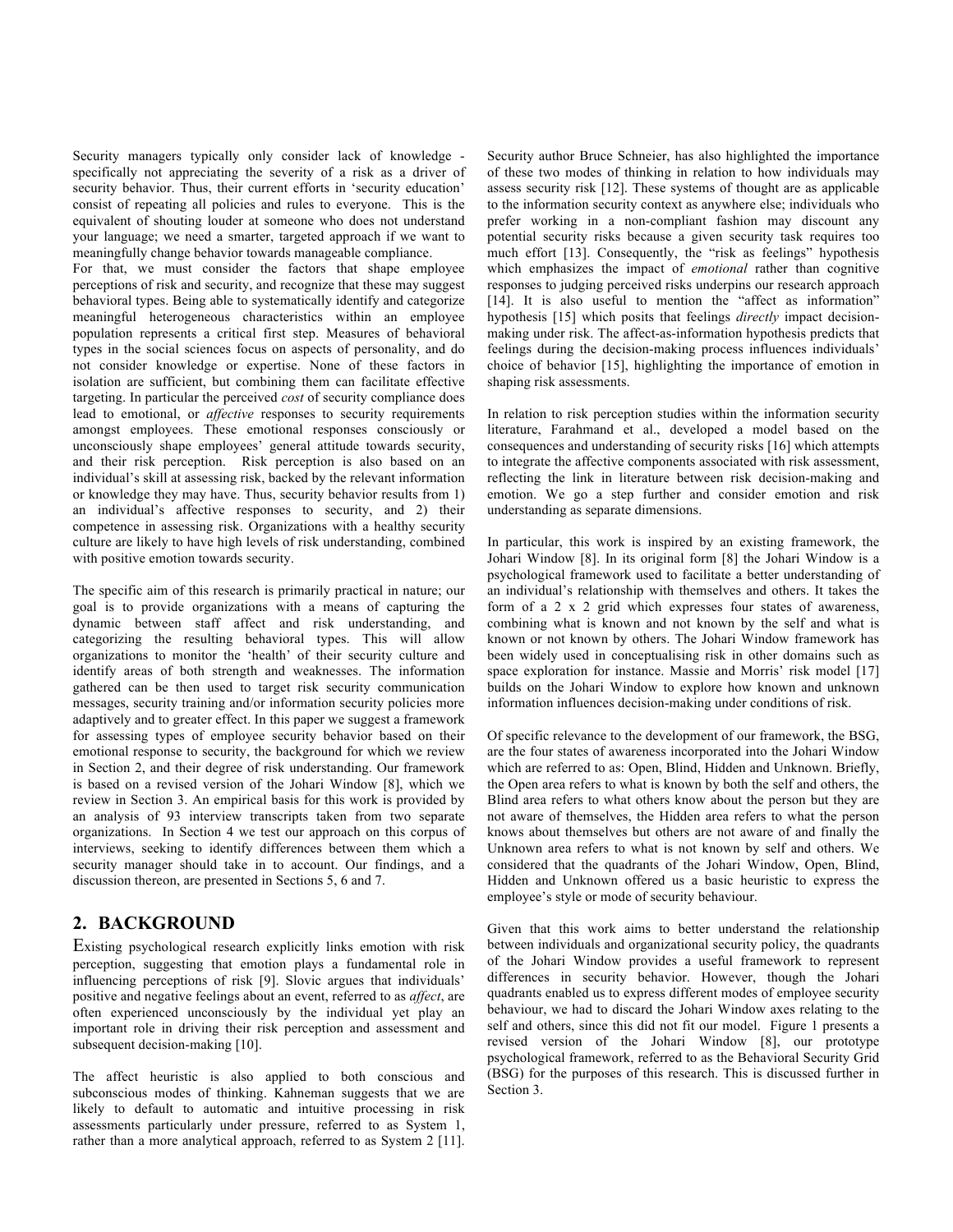Security managers typically only consider lack of knowledge - specifically not appreciating the severity of a risk as a driver of security behavior. Thus, their current efforts in 'security education' consist of repeating all policies and rules to everyone. This is the equivalent of shouting louder at someone who does not understand your language; we need a smarter, targeted approach if we want to meaningfully change behavior towards manageable compliance.

For that, we must consider the factors that shape employee perceptions of risk and security, and recognize that these may suggest behavioral types. Being able to systematically identify and categorize meaningful heterogeneous characteristics within an employee population represents a critical first step. Measures of behavioral types in the social sciences focus on aspects of personality, and do not consider knowledge or expertise. None of these factors in isolation are sufficient, but combining them can facilitate effective targeting. In particular the perceived *cost* of security compliance does lead to emotional, or *affective* responses to security requirements amongst employees. These emotional responses consciously or unconsciously shape employees' general attitude towards security, and their risk perception. Risk perception is also based on an individual's skill at assessing risk, backed by the relevant information or knowledge they may have. Thus, security behavior results from 1) an individual's affective responses to security, and 2) their competence in assessing risk. Organizations with a healthy security culture are likely to have high levels of risk understanding, combined with positive emotion towards security.

The specific aim of this research is primarily practical in nature; our goal is to provide organizations with a means of capturing the dynamic between staff affect and risk understanding, and categorizing the resulting behavioral types. This will allow organizations to monitor the 'health' of their security culture and identify areas of both strength and weaknesses. The information gathered can be then used to target risk security communication messages, security training and/or information security policies more adaptively and to greater effect. In this paper we suggest a framework for assessing types of employee security behavior based on their emotional response to security, the background for which we review in Section 2, and their degree of risk understanding. Our framework is based on a revised version of the Johari Window [8], which we review in Section 3. An empirical basis for this work is provided by an analysis of 93 interview transcripts taken from two separate organizations. In Section 4 we test our approach on this corpus of interviews, seeking to identify differences between them which a security manager should take in to account. Our findings, and a discussion thereon, are presented in Sections 5, 6 and 7.

## 2. BACKGROUND

Existing psychological research explicitly links emotion with risk perception, suggesting that emotion plays a fundamental role in influencing perceptions of risk [9]. Slovic argues that individuals' positive and negative feelings about an event, referred to as *affect*, are often experienced unconsciously by the individual yet play an important role in driving their risk perception and assessment and subsequent decision-making [10].

The affect heuristic is also applied to both conscious and subconscious modes of thinking. Kahneman suggests that we are likely to default to automatic and intuitive processing in risk assessments particularly under pressure, referred to as System 1, rather than a more analytical approach, referred to as System 2 [11]. Security author Bruce Schneier, has also highlighted the importance of these two modes of thinking in relation to how individuals may assess security risk [12]. These systems of thought are as applicable to the information security context as anywhere else; individuals who prefer working in a non-compliant fashion may discount any potential security risks because a given security task requires too much effort [13]. Consequently, the "risk as feelings" hypothesis which emphasizes the impact of *emotional* rather than cognitive responses to judging perceived risks underpins our research approach [14]. It is also useful to mention the "affect as information" hypothesis [15] which posits that feelings *directly* impact decision-making under risk. The affect-as-information hypothesis predicts that feelings during the decision-making process influences individuals' choice of behavior [15], highlighting the importance of emotion in shaping risk assessments.

In relation to risk perception studies within the information security literature, Farahmand et al., developed a model based on the consequences and understanding of security risks [16] which attempts to integrate the affective components associated with risk assessment, reflecting the link in literature between risk decision-making and emotion. We go a step further and consider emotion and risk understanding as separate dimensions.

In particular, this work is inspired by an existing framework, the Johari Window [8]. In its original form [8] the Johari Window is a psychological framework used to facilitate a better understanding of an individual's relationship with themselves and others. It takes the form of a 2 x 2 grid which expresses four states of awareness, combining what is known and not known by the self and what is known or not known by others. The Johari Window framework has been widely used in conceptualising risk in other domains such as space exploration for instance. Massie and Morris' risk model [17] builds on the Johari Window to explore how known and unknown information influences decision-making under conditions of risk.

Of specific relevance to the development of our framework, the BSG, are the four states of awareness incorporated into the Johari Window which are referred to as: Open, Blind, Hidden and Unknown. Briefly, the Open area refers to what is known by both the self and others, the Blind area refers to what others know about the person but they are not aware of themselves, the Hidden area refers to what the person knows about themselves but others are not aware of and finally the Unknown area refers to what is not known by self and others. We considered that the quadrants of the Johari Window, Open, Blind, Hidden and Unknown offered us a basic heuristic to express the employee's style or mode of security behaviour.

Given that this work aims to better understand the relationship between individuals and organizational security policy, the quadrants of the Johari Window provides a useful framework to represent differences in security behavior. However, though the Johari quadrants enabled us to express different modes of employee security behaviour, we had to discard the Johari Window axes relating to the self and others, since this did not fit our model. Figure 1 presents a revised version of the Johari Window [8], our prototype psychological framework, referred to as the Behavioral Security Grid (BSG) for the purposes of this research. This is discussed further in Section 3.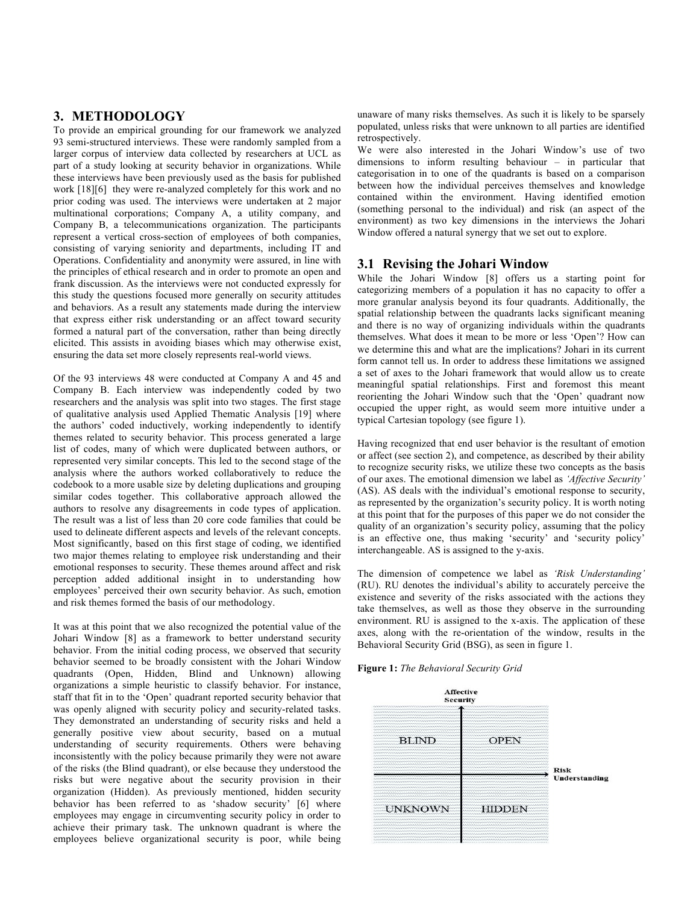## 3. METHODOLOGY

To provide an empirical grounding for our framework we analyzed 93 semi-structured interviews. These were randomly sampled from a larger corpus of interview data collected by researchers at UCL as part of a study looking at security behavior in organizations. While these interviews have been previously used as the basis for published work [18][6] they were re-analyzed completely for this work and no prior coding was used. The interviews were undertaken at 2 major multinational corporations; Company A, a utility company, and Company B, a telecommunications organization. The participants represent a vertical cross-section of employees of both companies, consisting of varying seniority and departments, including IT and Operations. Confidentiality and anonymity were assured, in line with the principles of ethical research and in order to promote an open and frank discussion. As the interviews were not conducted expressly for this study the questions focused more generally on security attitudes and behaviors. As a result any statements made during the interview that express either risk understanding or an affect toward security formed a natural part of the conversation, rather than being directly elicited. This assists in avoiding biases which may otherwise exist, ensuring the data set more closely represents real-world views.

Of the 93 interviews 48 were conducted at Company A and 45 and Company B. Each interview was independently coded by two researchers and the analysis was split into two stages. The first stage of qualitative analysis used Applied Thematic Analysis [19] where the authors' coded inductively, working independently to identify themes related to security behavior. This process generated a large list of codes, many of which were duplicated between authors, or represented very similar concepts. This led to the second stage of the analysis where the authors worked collaboratively to reduce the codebook to a more usable size by deleting duplications and grouping similar codes together. This collaborative approach allowed the authors to resolve any disagreements in code types of application. The result was a list of less than 20 core code families that could be used to delineate different aspects and levels of the relevant concepts. Most significantly, based on this first stage of coding, we identified two major themes relating to employee risk understanding and their emotional responses to security. These themes around affect and risk perception added additional insight in to understanding how employees' perceived their own security behavior. As such, emotion and risk themes formed the basis of our methodology.

It was at this point that we also recognized the potential value of the Johari Window [8] as a framework to better understand security behavior. From the initial coding process, we observed that security behavior seemed to be broadly consistent with the Johari Window quadrants (Open, Hidden, Blind and Unknown) allowing organizations a simple heuristic to classify behavior. For instance, staff that fit in to the 'Open' quadrant reported security behavior that was openly aligned with security policy and security-related tasks. They demonstrated an understanding of security risks and held a generally positive view about security, based on a mutual understanding of security requirements. Others were behaving inconsistently with the policy because primarily they were not aware of the risks (the Blind quadrant), or else because they understood the risks but were negative about the security provision in their organization (Hidden). As previously mentioned, hidden security behavior has been referred to as 'shadow security' [6] where employees may engage in circumventing security policy in order to achieve their primary task. The unknown quadrant is where the employees believe organizational security is poor, while being unaware of many risks themselves. As such it is likely to be sparsely populated, unless risks that were unknown to all parties are identified retrospectively.

We were also interested in the Johari Window's use of two dimensions to inform resulting behaviour – in particular that categorisation in to one of the quadrants is based on a comparison between how the individual perceives themselves and knowledge contained within the environment. Having identified emotion (something personal to the individual) and risk (an aspect of the environment) as two key dimensions in the interviews the Johari Window offered a natural synergy that we set out to explore.

### 3.1 Revising the Johari Window

While the Johari Window [8] offers us a starting point for categorizing members of a population it has no capacity to offer a more granular analysis beyond its four quadrants. Additionally, the spatial relationship between the quadrants lacks significant meaning and there is no way of organizing individuals within the quadrants themselves. What does it mean to be more or less 'Open'? How can we determine this and what are the implications? Johari in its current form cannot tell us. In order to address these limitations we assigned a set of axes to the Johari framework that would allow us to create meaningful spatial relationships. First and foremost this meant reorienting the Johari Window such that the 'Open' quadrant now occupied the upper right, as would seem more intuitive under a typical Cartesian topology (see figure 1).

Having recognized that end user behavior is the resultant of emotion or affect (see section 2), and competence, as described by their ability to recognize security risks, we utilize these two concepts as the basis of our axes. The emotional dimension we label as *'Affective Security'* (AS). AS deals with the individual's emotional response to security, as represented by the organization's security policy. It is worth noting at this point that for the purposes of this paper we do not consider the quality of an organization's security policy, assuming that the policy is an effective one, thus making 'security' and 'security policy' interchangeable. AS is assigned to the y-axis.

The dimension of competence we label as *'Risk Understanding'* (RU). RU denotes the individual's ability to accurately perceive the existence and severity of the risks associated with the actions they take themselves, as well as those they observe in the surrounding environment. RU is assigned to the x-axis. The application of these axes, along with the re-orientation of the window, results in the Behavioral Security Grid (BSG), as seen in figure 1.

**Figure 1:** *The Behavioral Security Grid*

Affective Security

| BLIND | OPEN |
|---|---|
| UNKNOWN | HIDDEN |

Risk Understanding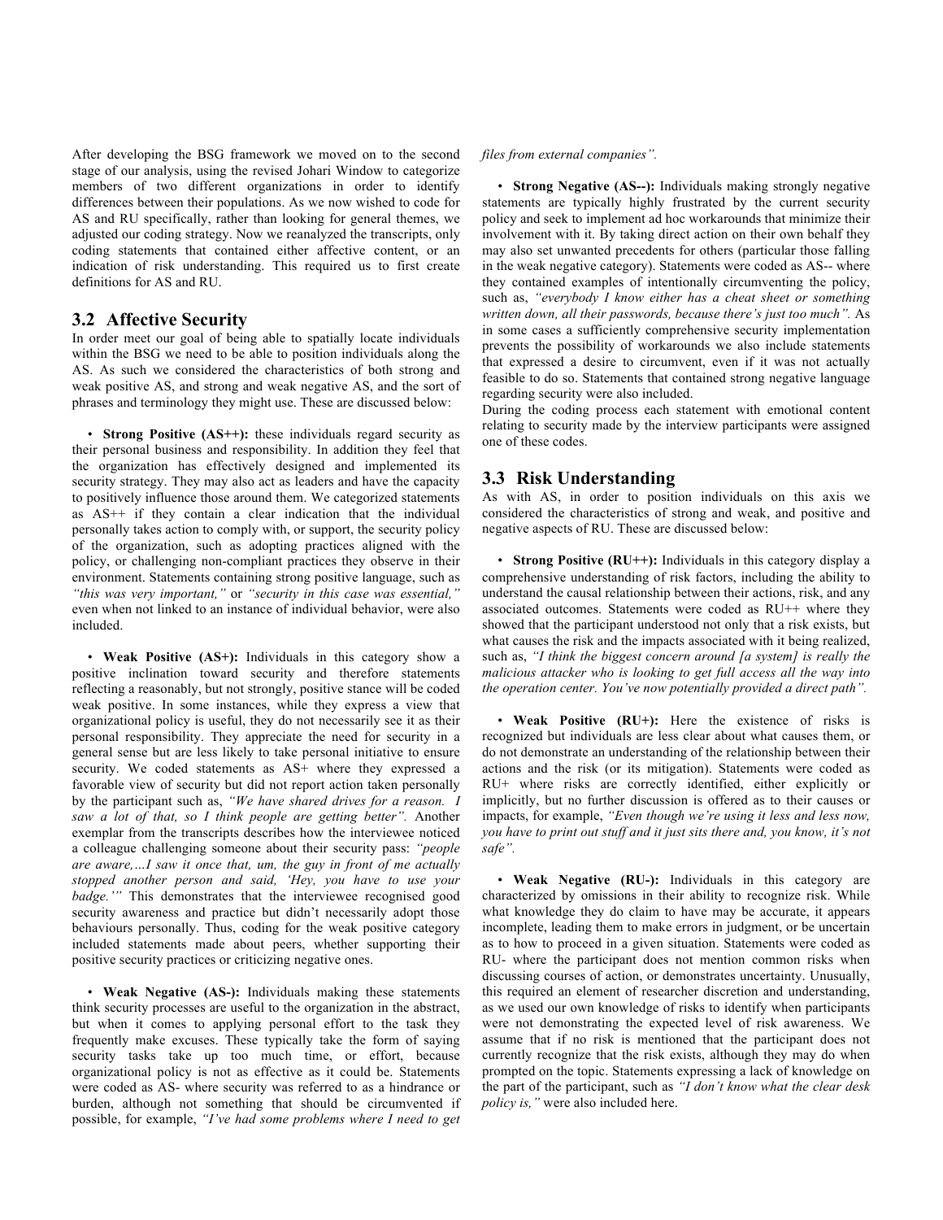After developing the BSG framework we moved on to the second stage of our analysis, using the revised Johari Window to categorize members of two different organizations in order to identify differences between their populations. As we now wished to code for AS and RU specifically, rather than looking for general themes, we adjusted our coding strategy. Now we reanalyzed the transcripts, only coding statements that contained either affective content, or an indication of risk understanding. This required us to first create definitions for AS and RU.

## 3.2 Affective Security

In order meet our goal of being able to spatially locate individuals within the BSG we need to be able to position individuals along the AS. As such we considered the characteristics of both strong and weak positive AS, and strong and weak negative AS, and the sort of phrases and terminology they might use. These are discussed below:

- **Strong Positive (AS++):** these individuals regard security as their personal business and responsibility. In addition they feel that the organization has effectively designed and implemented its security strategy. They may also act as leaders and have the capacity to positively influence those around them. We categorized statements as AS++ if they contain a clear indication that the individual personally takes action to comply with, or support, the security policy of the organization, such as adopting practices aligned with the policy, or challenging non-compliant practices they observe in their environment. Statements containing strong positive language, such as *"this was very important,"* or *"security in this case was essential,"* even when not linked to an instance of individual behavior, were also included.

- **Weak Positive (AS+):** Individuals in this category show a positive inclination toward security and therefore statements reflecting a reasonably, but not strongly, positive stance will be coded weak positive. In some instances, while they express a view that organizational policy is useful, they do not necessarily see it as their personal responsibility. They appreciate the need for security in a general sense but are less likely to take personal initiative to ensure security. We coded statements as AS+ where they expressed a favorable view of security but did not report action taken personally by the participant such as, *"We have shared drives for a reason. I saw a lot of that, so I think people are getting better".* Another exemplar from the transcripts describes how the interviewee noticed a colleague challenging someone about their security pass: *"people are aware,…I saw it once that, um, the guy in front of me actually stopped another person and said, 'Hey, you have to use your badge.'"* This demonstrates that the interviewee recognised good security awareness and practice but didn't necessarily adopt those behaviours personally. Thus, coding for the weak positive category included statements made about peers, whether supporting their positive security practices or criticizing negative ones.

- **Weak Negative (AS-):** Individuals making these statements think security processes are useful to the organization in the abstract, but when it comes to applying personal effort to the task they frequently make excuses. These typically take the form of saying security tasks take up too much time, or effort, because organizational policy is not as effective as it could be. Statements were coded as AS- where security was referred to as a hindrance or burden, although not something that should be circumvented if possible, for example, *"I've had some problems where I need to get files from external companies".*

- **Strong Negative (AS--):** Individuals making strongly negative statements are typically highly frustrated by the current security policy and seek to implement ad hoc workarounds that minimize their involvement with it. By taking direct action on their own behalf they may also set unwanted precedents for others (particular those falling in the weak negative category). Statements were coded as AS-- where they contained examples of intentionally circumventing the policy, such as, *"everybody I know either has a cheat sheet or something written down, all their passwords, because there's just too much".* As in some cases a sufficiently comprehensive security implementation prevents the possibility of workarounds we also include statements that expressed a desire to circumvent, even if it was not actually feasible to do so. Statements that contained strong negative language regarding security were also included.

During the coding process each statement with emotional content relating to security made by the interview participants were assigned one of these codes.

## 3.3 Risk Understanding

As with AS, in order to position individuals on this axis we considered the characteristics of strong and weak, and positive and negative aspects of RU. These are discussed below:

- **Strong Positive (RU++):** Individuals in this category display a comprehensive understanding of risk factors, including the ability to understand the causal relationship between their actions, risk, and any associated outcomes. Statements were coded as RU++ where they showed that the participant understood not only that a risk exists, but what causes the risk and the impacts associated with it being realized, such as, *"I think the biggest concern around [a system] is really the malicious attacker who is looking to get full access all the way into the operation center. You've now potentially provided a direct path".*

- **Weak Positive (RU+):** Here the existence of risks is recognized but individuals are less clear about what causes them, or do not demonstrate an understanding of the relationship between their actions and the risk (or its mitigation). Statements were coded as RU+ where risks are correctly identified, either explicitly or implicitly, but no further discussion is offered as to their causes or impacts, for example, *"Even though we're using it less and less now, you have to print out stuff and it just sits there and, you know, it's not safe".*

- **Weak Negative (RU-):** Individuals in this category are characterized by omissions in their ability to recognize risk. While what knowledge they do claim to have may be accurate, it appears incomplete, leading them to make errors in judgment, or be uncertain as to how to proceed in a given situation. Statements were coded as RU- where the participant does not mention common risks when discussing courses of action, or demonstrates uncertainty. Unusually, this required an element of researcher discretion and understanding, as we used our own knowledge of risks to identify when participants were not demonstrating the expected level of risk awareness. We assume that if no risk is mentioned that the participant does not currently recognize that the risk exists, although they may do when prompted on the topic. Statements expressing a lack of knowledge on the part of the participant, such as *"I don't know what the clear desk policy is,"* were also included here.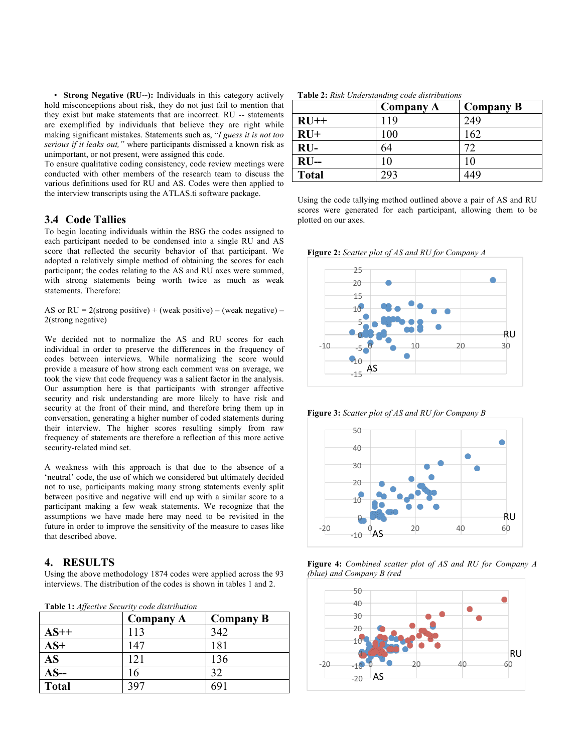- **Strong Negative (RU--):** Individuals in this category actively hold misconceptions about risk, they do not just fail to mention that they exist but make statements that are incorrect. RU -- statements are exemplified by individuals that believe they are right while making significant mistakes. Statements such as, "*I guess it is not too serious if it leaks out,"* where participants dismissed a known risk as unimportant, or not present, were assigned this code.

To ensure qualitative coding consistency, code review meetings were conducted with other members of the research team to discuss the various definitions used for RU and AS. Codes were then applied to the interview transcripts using the ATLAS.ti software package.

## 3.4 Code Tallies

To begin locating individuals within the BSG the codes assigned to each participant needed to be condensed into a single RU and AS score that reflected the security behavior of that participant. We adopted a relatively simple method of obtaining the scores for each participant; the codes relating to the AS and RU axes were summed, with strong statements being worth twice as much as weak statements. Therefore:

AS or RU = 2(strong positive) + (weak positive) – (weak negative) – 2(strong negative)

We decided not to normalize the AS and RU scores for each individual in order to preserve the differences in the frequency of codes between interviews. While normalizing the score would provide a measure of how strong each comment was on average, we took the view that code frequency was a salient factor in the analysis. Our assumption here is that participants with stronger affective security and risk understanding are more likely to have risk and security at the front of their mind, and therefore bring them up in conversation, generating a higher number of coded statements during their interview. The higher scores resulting simply from raw frequency of statements are therefore a reflection of this more active security-related mind set.

A weakness with this approach is that due to the absence of a 'neutral' code, the use of which we considered but ultimately decided not to use, participants making many strong statements evenly split between positive and negative will end up with a similar score to a participant making a few weak statements. We recognize that the assumptions we have made here may need to be revisited in the future in order to improve the sensitivity of the measure to cases like that described above.

# 4. RESULTS

Using the above methodology 1874 codes were applied across the 93 interviews. The distribution of the codes is shown in tables 1 and 2.

**Table 1:** *Affective Security code distribution*

| | Company A | Company B |
|---|---|---|
| **AS++** | 113 | 342 |
| **AS+** | 147 | 181 |
| **AS** | 121 | 136 |
| **AS--** | 16 | 32 |
| **Total** | 397 | 691 |

**Table 2:** *Risk Understanding code distributions*

| | Company A | Company B |
|---|---|---|
| **RU++** | 119 | 249 |
| **RU+** | 100 | 162 |
| **RU-** | 64 | 72 |
| **RU--** | 10 | 10 |
| **Total** | 293 | 449 |

Using the code tallying method outlined above a pair of AS and RU scores were generated for each participant, allowing them to be plotted on our axes.

**Figure 2:** *Scatter plot of AS and RU for Company A*

**Figure 3:** *Scatter plot of AS and RU for Company B*

**Figure 4:** *Combined scatter plot of AS and RU for Company A (blue) and Company B (red*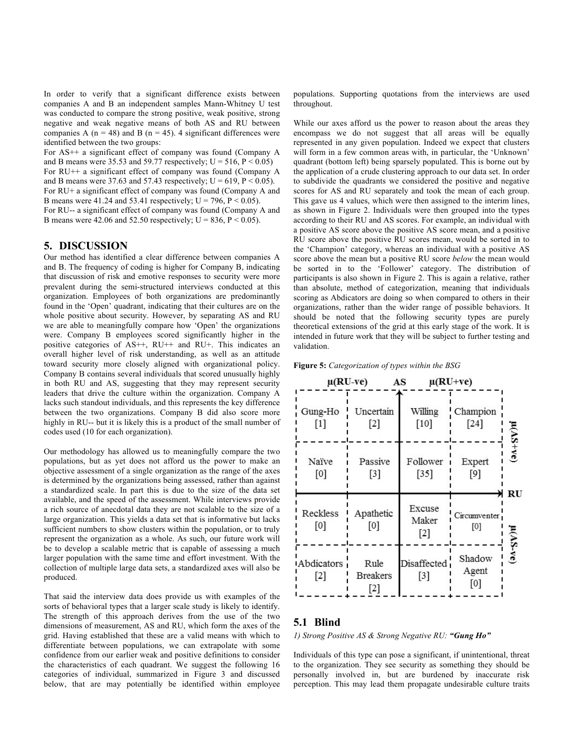In order to verify that a significant difference exists between companies A and B an independent samples Mann-Whitney U test was conducted to compare the strong positive, weak positive, strong negative and weak negative means of both AS and RU between companies A ($n = 48$) and B ($n = 45$). 4 significant differences were identified between the two groups:

For AS++ a significant effect of company was found (Company A and B means were 35.53 and 59.77 respectively; $U = 516$, $P < 0.05$)

For RU++ a significant effect of company was found (Company A and B means were 37.63 and 57.43 respectively; $U = 619$, $P < 0.05$).

For RU+ a significant effect of company was found (Company A and B means were 41.24 and 53.41 respectively; $U = 796$, $P < 0.05$).

For RU-- a significant effect of company was found (Company A and B means were 42.06 and 52.50 respectively; $U = 836$, $P < 0.05$).

## 5. DISCUSSION

Our method has identified a clear difference between companies A and B. The frequency of coding is higher for Company B, indicating that discussion of risk and emotive responses to security were more prevalent during the semi-structured interviews conducted at this organization. Employees of both organizations are predominantly found in the 'Open' quadrant, indicating that their cultures are on the whole positive about security. However, by separating AS and RU we are able to meaningfully compare how 'Open' the organizations were. Company B employees scored significantly higher in the positive categories of AS++, RU++ and RU+. This indicates an overall higher level of risk understanding, as well as an attitude toward security more closely aligned with organizational policy. Company B contains several individuals that scored unusually highly in both RU and AS, suggesting that they may represent security leaders that drive the culture within the organization. Company A lacks such standout individuals, and this represents the key difference between the two organizations. Company B did also score more highly in RU-- but it is likely this is a product of the small number of codes used (10 for each organization).

Our methodology has allowed us to meaningfully compare the two populations, but as yet does not afford us the power to make an objective assessment of a single organization as the range of the axes is determined by the organizations being assessed, rather than against a standardized scale. In part this is due to the size of the data set available, and the speed of the assessment. While interviews provide a rich source of anecdotal data they are not scalable to the size of a large organization. This yields a data set that is informative but lacks sufficient numbers to show clusters within the population, or to truly represent the organization as a whole. As such, our future work will be to develop a scalable metric that is capable of assessing a much larger population with the same time and effort investment. With the collection of multiple large data sets, a standardized axes will also be produced.

That said the interview data does provide us with examples of the sorts of behavioral types that a larger scale study is likely to identify. The strength of this approach derives from the use of the two dimensions of measurement, AS and RU, which form the axes of the grid. Having established that these are a valid means with which to differentiate between populations, we can extrapolate with some confidence from our earlier weak and positive definitions to consider the characteristics of each quadrant. We suggest the following 16 categories of individual, summarized in Figure 3 and discussed below, that are may potentially be identified within employee populations. Supporting quotations from the interviews are used throughout.

While our axes afford us the power to reason about the areas they encompass we do not suggest that all areas will be equally represented in any given population. Indeed we expect that clusters will form in a few common areas with, in particular, the 'Unknown' quadrant (bottom left) being sparsely populated. This is borne out by the application of a crude clustering approach to our data set. In order to subdivide the quadrants we considered the positive and negative scores for AS and RU separately and took the mean of each group. This gave us 4 values, which were then assigned to the interim lines, as shown in Figure 2. Individuals were then grouped into the types according to their RU and AS scores. For example, an individual with a positive AS score above the positive AS score mean, and a positive RU score above the positive RU scores mean, would be sorted in to the 'Champion' category, whereas an individual with a positive AS score above the mean but a positive RU score *below* the mean would be sorted in to the 'Follower' category. The distribution of participants is also shown in Figure 2. This is again a relative, rather than absolute, method of categorization, meaning that individuals scoring as Abdicators are doing so when compared to others in their organizations, rather than the wider range of possible behaviors. It should be noted that the following security types are purely theoretical extensions of the grid at this early stage of the work. It is intended in future work that they will be subject to further testing and validation.

**Figure 5:** *Categorization of types within the BSG*

| | $\mu$(RU-ve) | AS | $\mu$(RU+ve) | |
|---|---|---|---|---|
| Gung-Ho [1] | Uncertain [2] | Willing [10] | Champion [24] | $\mu$(AS+ve) |
| Naïve [0] | Passive [3] | Follower [35] | Expert [9] | |
| Reckless [0] | Apathetic [0] | Excuse Maker [2] | Circumventer [0] | $\mu$(AS-ve) |
| Abdicators [2] | Rule Breakers [2] | Disaffected [3] | Shadow Agent [0] | |

### 5.1 Blind

*1) Strong Positive AS & Strong Negative RU:* ***"Gung Ho"***

Individuals of this type can pose a significant, if unintentional, threat to the organization. They see security as something they should be personally involved in, but are burdened by inaccurate risk perception. This may lead them propagate undesirable culture traits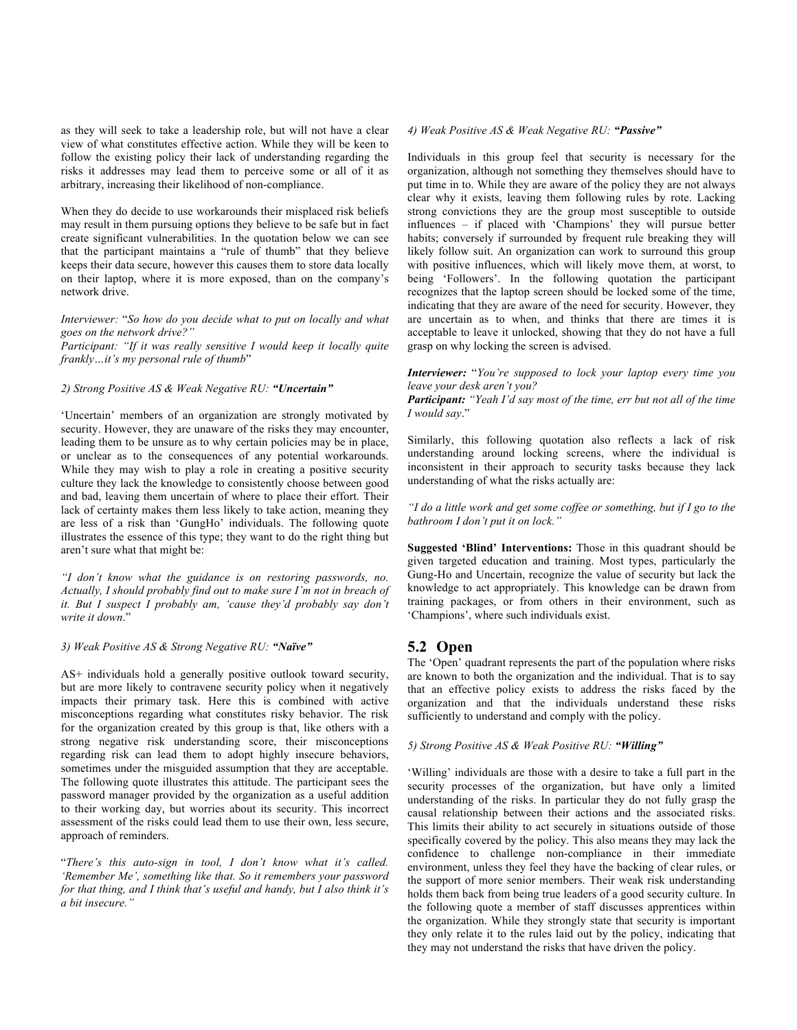as they will seek to take a leadership role, but will not have a clear view of what constitutes effective action. While they will be keen to follow the existing policy their lack of understanding regarding the risks it addresses may lead them to perceive some or all of it as arbitrary, increasing their likelihood of non-compliance.

When they do decide to use workarounds their misplaced risk beliefs may result in them pursuing options they believe to be safe but in fact create significant vulnerabilities. In the quotation below we can see that the participant maintains a "rule of thumb" that they believe keeps their data secure, however this causes them to store data locally on their laptop, where it is more exposed, than on the company's network drive.

*Interviewer:* "*So how do you decide what to put on locally and what goes on the network drive?"*
*Participant: "If it was really sensitive I would keep it locally quite frankly…it's my personal rule of thumb*"

*2) Strong Positive AS & Weak Negative RU:* ***"Uncertain"***

'Uncertain' members of an organization are strongly motivated by security. However, they are unaware of the risks they may encounter, leading them to be unsure as to why certain policies may be in place, or unclear as to the consequences of any potential workarounds. While they may wish to play a role in creating a positive security culture they lack the knowledge to consistently choose between good and bad, leaving them uncertain of where to place their effort. Their lack of certainty makes them less likely to take action, meaning they are less of a risk than 'GungHo' individuals. The following quote illustrates the essence of this type; they want to do the right thing but aren't sure what that might be:

*"I don't know what the guidance is on restoring passwords, no. Actually, I should probably find out to make sure I'm not in breach of it. But I suspect I probably am, 'cause they'd probably say don't write it down*."

*3) Weak Positive AS & Strong Negative RU:* ***"Naïve"***

AS+ individuals hold a generally positive outlook toward security, but are more likely to contravene security policy when it negatively impacts their primary task. Here this is combined with active misconceptions regarding what constitutes risky behavior. The risk for the organization created by this group is that, like others with a strong negative risk understanding score, their misconceptions regarding risk can lead them to adopt highly insecure behaviors, sometimes under the misguided assumption that they are acceptable. The following quote illustrates this attitude. The participant sees the password manager provided by the organization as a useful addition to their working day, but worries about its security. This incorrect assessment of the risks could lead them to use their own, less secure, approach of reminders.

"*There's this auto-sign in tool, I don't know what it's called. 'Remember Me', something like that. So it remembers your password for that thing, and I think that's useful and handy, but I also think it's a bit insecure."*

*4) Weak Positive AS & Weak Negative RU:* ***"Passive"***

Individuals in this group feel that security is necessary for the organization, although not something they themselves should have to put time in to. While they are aware of the policy they are not always clear why it exists, leaving them following rules by rote. Lacking strong convictions they are the group most susceptible to outside influences – if placed with 'Champions' they will pursue better habits; conversely if surrounded by frequent rule breaking they will likely follow suit. An organization can work to surround this group with positive influences, which will likely move them, at worst, to being 'Followers'. In the following quotation the participant recognizes that the laptop screen should be locked some of the time, indicating that they are aware of the need for security. However, they are uncertain as to when, and thinks that there are times it is acceptable to leave it unlocked, showing that they do not have a full grasp on why locking the screen is advised.

***Interviewer:*** "*You're supposed to lock your laptop every time you leave your desk aren't you?*
***Participant:*** *"Yeah I'd say most of the time, err but not all of the time I would say*."

Similarly, this following quotation also reflects a lack of risk understanding around locking screens, where the individual is inconsistent in their approach to security tasks because they lack understanding of what the risks actually are:

*"I do a little work and get some coffee or something, but if I go to the bathroom I don't put it on lock."*

**Suggested 'Blind' Interventions:** Those in this quadrant should be given targeted education and training. Most types, particularly the Gung-Ho and Uncertain, recognize the value of security but lack the knowledge to act appropriately. This knowledge can be drawn from training packages, or from others in their environment, such as 'Champions', where such individuals exist.

## 5.2 Open

The 'Open' quadrant represents the part of the population where risks are known to both the organization and the individual. That is to say that an effective policy exists to address the risks faced by the organization and that the individuals understand these risks sufficiently to understand and comply with the policy.

*5) Strong Positive AS & Weak Positive RU:* ***"Willing"***

'Willing' individuals are those with a desire to take a full part in the security processes of the organization, but have only a limited understanding of the risks. In particular they do not fully grasp the causal relationship between their actions and the associated risks. This limits their ability to act securely in situations outside of those specifically covered by the policy. This also means they may lack the confidence to challenge non-compliance in their immediate environment, unless they feel they have the backing of clear rules, or the support of more senior members. Their weak risk understanding holds them back from being true leaders of a good security culture. In the following quote a member of staff discusses apprentices within the organization. While they strongly state that security is important they only relate it to the rules laid out by the policy, indicating that they may not understand the risks that have driven the policy.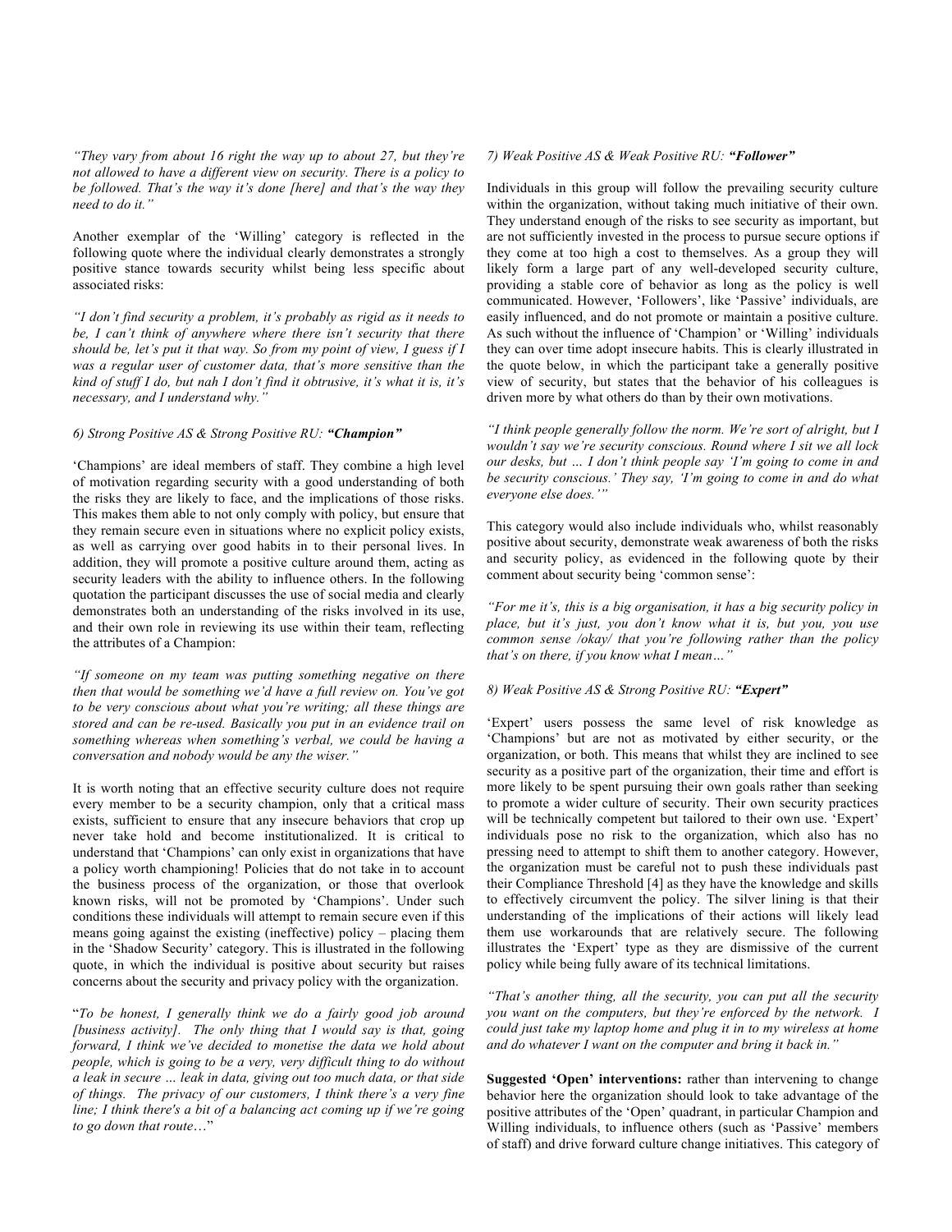*"They vary from about 16 right the way up to about 27, but they're not allowed to have a different view on security. There is a policy to be followed. That's the way it's done [here] and that's the way they need to do it."*

Another exemplar of the 'Willing' category is reflected in the following quote where the individual clearly demonstrates a strongly positive stance towards security whilst being less specific about associated risks:

*"I don't find security a problem, it's probably as rigid as it needs to be, I can't think of anywhere where there isn't security that there should be, let's put it that way. So from my point of view, I guess if I was a regular user of customer data, that's more sensitive than the kind of stuff I do, but nah I don't find it obtrusive, it's what it is, it's necessary, and I understand why."*

#### *6) Strong Positive AS & Strong Positive RU: **"Champion"***

'Champions' are ideal members of staff. They combine a high level of motivation regarding security with a good understanding of both the risks they are likely to face, and the implications of those risks. This makes them able to not only comply with policy, but ensure that they remain secure even in situations where no explicit policy exists, as well as carrying over good habits in to their personal lives. In addition, they will promote a positive culture around them, acting as security leaders with the ability to influence others. In the following quotation the participant discusses the use of social media and clearly demonstrates both an understanding of the risks involved in its use, and their own role in reviewing its use within their team, reflecting the attributes of a Champion:

*"If someone on my team was putting something negative on there then that would be something we'd have a full review on. You've got to be very conscious about what you're writing; all these things are stored and can be re-used. Basically you put in an evidence trail on something whereas when something's verbal, we could be having a conversation and nobody would be any the wiser."*

It is worth noting that an effective security culture does not require every member to be a security champion, only that a critical mass exists, sufficient to ensure that any insecure behaviors that crop up never take hold and become institutionalized. It is critical to understand that 'Champions' can only exist in organizations that have a policy worth championing! Policies that do not take in to account the business process of the organization, or those that overlook known risks, will not be promoted by 'Champions'. Under such conditions these individuals will attempt to remain secure even if this means going against the existing (ineffective) policy – placing them in the 'Shadow Security' category. This is illustrated in the following quote, in which the individual is positive about security but raises concerns about the security and privacy policy with the organization.

"*To be honest, I generally think we do a fairly good job around [business activity]. The only thing that I would say is that, going forward, I think we've decided to monetise the data we hold about people, which is going to be a very, very difficult thing to do without a leak in secure … leak in data, giving out too much data, or that side of things. The privacy of our customers, I think there's a very fine line; I think there's a bit of a balancing act coming up if we're going to go down that route*…"

#### *7) Weak Positive AS & Weak Positive RU: **"Follower"***

Individuals in this group will follow the prevailing security culture within the organization, without taking much initiative of their own. They understand enough of the risks to see security as important, but are not sufficiently invested in the process to pursue secure options if they come at too high a cost to themselves. As a group they will likely form a large part of any well-developed security culture, providing a stable core of behavior as long as the policy is well communicated. However, 'Followers', like 'Passive' individuals, are easily influenced, and do not promote or maintain a positive culture. As such without the influence of 'Champion' or 'Willing' individuals they can over time adopt insecure habits. This is clearly illustrated in the quote below, in which the participant take a generally positive view of security, but states that the behavior of his colleagues is driven more by what others do than by their own motivations.

*"I think people generally follow the norm. We're sort of alright, but I wouldn't say we're security conscious. Round where I sit we all lock our desks, but … I don't think people say 'I'm going to come in and be security conscious.' They say, 'I'm going to come in and do what everyone else does.'"*

This category would also include individuals who, whilst reasonably positive about security, demonstrate weak awareness of both the risks and security policy, as evidenced in the following quote by their comment about security being 'common sense':

*"For me it's, this is a big organisation, it has a big security policy in place, but it's just, you don't know what it is, but you, you use common sense /okay/ that you're following rather than the policy that's on there, if you know what I mean…"*

#### *8) Weak Positive AS & Strong Positive RU: **"Expert"***

'Expert' users possess the same level of risk knowledge as 'Champions' but are not as motivated by either security, or the organization, or both. This means that whilst they are inclined to see security as a positive part of the organization, their time and effort is more likely to be spent pursuing their own goals rather than seeking to promote a wider culture of security. Their own security practices will be technically competent but tailored to their own use. 'Expert' individuals pose no risk to the organization, which also has no pressing need to attempt to shift them to another category. However, the organization must be careful not to push these individuals past their Compliance Threshold [4] as they have the knowledge and skills to effectively circumvent the policy. The silver lining is that their understanding of the implications of their actions will likely lead them use workarounds that are relatively secure. The following illustrates the 'Expert' type as they are dismissive of the current policy while being fully aware of its technical limitations.

*"That's another thing, all the security, you can put all the security you want on the computers, but they're enforced by the network. I could just take my laptop home and plug it in to my wireless at home and do whatever I want on the computer and bring it back in."*

**Suggested 'Open' interventions:** rather than intervening to change behavior here the organization should look to take advantage of the positive attributes of the 'Open' quadrant, in particular Champion and Willing individuals, to influence others (such as 'Passive' members of staff) and drive forward culture change initiatives. This category of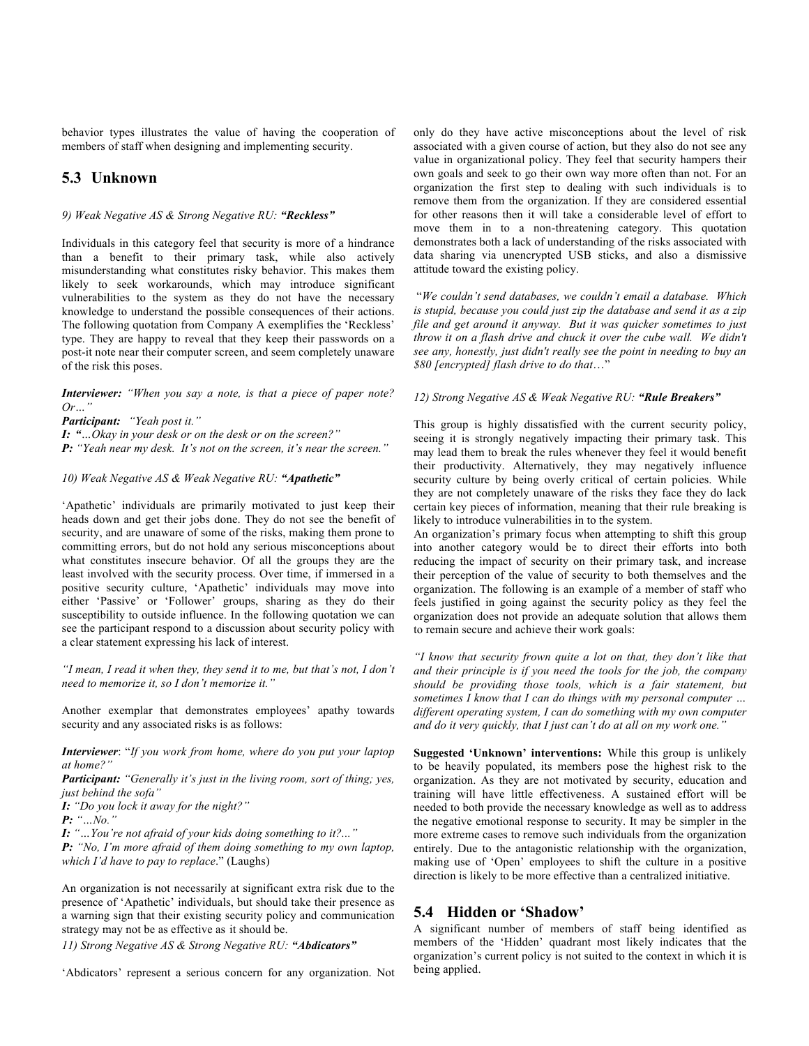behavior types illustrates the value of having the cooperation of members of staff when designing and implementing security.

## 5.3 Unknown

*9) Weak Negative AS & Strong Negative RU: **"Reckless"***

Individuals in this category feel that security is more of a hindrance than a benefit to their primary task, while also actively misunderstanding what constitutes risky behavior. This makes them likely to seek workarounds, which may introduce significant vulnerabilities to the system as they do not have the necessary knowledge to understand the possible consequences of their actions. The following quotation from Company A exemplifies the 'Reckless' type. They are happy to reveal that they keep their passwords on a post-it note near their computer screen, and seem completely unaware of the risk this poses.

***Interviewer:*** *"When you say a note, is that a piece of paper note? Or…"*
***Participant:*** *"Yeah post it."*
***I:*** *"…Okay in your desk or on the desk or on the screen?"*
***P:*** *"Yeah near my desk. It's not on the screen, it's near the screen."*

*10) Weak Negative AS & Weak Negative RU: **"Apathetic"***

'Apathetic' individuals are primarily motivated to just keep their heads down and get their jobs done. They do not see the benefit of security, and are unaware of some of the risks, making them prone to committing errors, but do not hold any serious misconceptions about what constitutes insecure behavior. Of all the groups they are the least involved with the security process. Over time, if immersed in a positive security culture, 'Apathetic' individuals may move into either 'Passive' or 'Follower' groups, sharing as they do their susceptibility to outside influence. In the following quotation we can see the participant respond to a discussion about security policy with a clear statement expressing his lack of interest.

*"I mean, I read it when they, they send it to me, but that's not, I don't need to memorize it, so I don't memorize it."*

Another exemplar that demonstrates employees' apathy towards security and any associated risks is as follows:

***Interviewer***: "*If you work from home, where do you put your laptop at home?"*
***Participant:*** *"Generally it's just in the living room, sort of thing; yes, just behind the sofa"*
***I:*** *"Do you lock it away for the night?"*
***P:*** *"…No."*
***I:*** *"…You're not afraid of your kids doing something to it?…"*
***P:*** *"No, I'm more afraid of them doing something to my own laptop, which I'd have to pay to replace*." (Laughs)

An organization is not necessarily at significant extra risk due to the presence of 'Apathetic' individuals, but should take their presence as a warning sign that their existing security policy and communication strategy may not be as effective as it should be.

*11) Strong Negative AS & Strong Negative RU: **"Abdicators"***

'Abdicators' represent a serious concern for any organization. Not only do they have active misconceptions about the level of risk associated with a given course of action, but they also do not see any value in organizational policy. They feel that security hampers their own goals and seek to go their own way more often than not. For an organization the first step to dealing with such individuals is to remove them from the organization. If they are considered essential for other reasons then it will take a considerable level of effort to move them in to a non-threatening category. This quotation demonstrates both a lack of understanding of the risks associated with data sharing via unencrypted USB sticks, and also a dismissive attitude toward the existing policy.

"*We couldn't send databases, we couldn't email a database. Which is stupid, because you could just zip the database and send it as a zip file and get around it anyway. But it was quicker sometimes to just throw it on a flash drive and chuck it over the cube wall. We didn't see any, honestly, just didn't really see the point in needing to buy an $80 [encrypted] flash drive to do that*…"

*12) Strong Negative AS & Weak Negative RU: **"Rule Breakers"***

This group is highly dissatisfied with the current security policy, seeing it is strongly negatively impacting their primary task. This may lead them to break the rules whenever they feel it would benefit their productivity. Alternatively, they may negatively influence security culture by being overly critical of certain policies. While they are not completely unaware of the risks they face they do lack certain key pieces of information, meaning that their rule breaking is likely to introduce vulnerabilities in to the system.

An organization's primary focus when attempting to shift this group into another category would be to direct their efforts into both reducing the impact of security on their primary task, and increase their perception of the value of security to both themselves and the organization. The following is an example of a member of staff who feels justified in going against the security policy as they feel the organization does not provide an adequate solution that allows them to remain secure and achieve their work goals:

*"I know that security frown quite a lot on that, they don't like that and their principle is if you need the tools for the job, the company should be providing those tools, which is a fair statement, but sometimes I know that I can do things with my personal computer … different operating system, I can do something with my own computer and do it very quickly, that I just can't do at all on my work one."*

**Suggested 'Unknown' interventions:** While this group is unlikely to be heavily populated, its members pose the highest risk to the organization. As they are not motivated by security, education and training will have little effectiveness. A sustained effort will be needed to both provide the necessary knowledge as well as to address the negative emotional response to security. It may be simpler in the more extreme cases to remove such individuals from the organization entirely. Due to the antagonistic relationship with the organization, making use of 'Open' employees to shift the culture in a positive direction is likely to be more effective than a centralized initiative.

## 5.4 Hidden or 'Shadow'

A significant number of members of staff being identified as members of the 'Hidden' quadrant most likely indicates that the organization's current policy is not suited to the context in which it is being applied.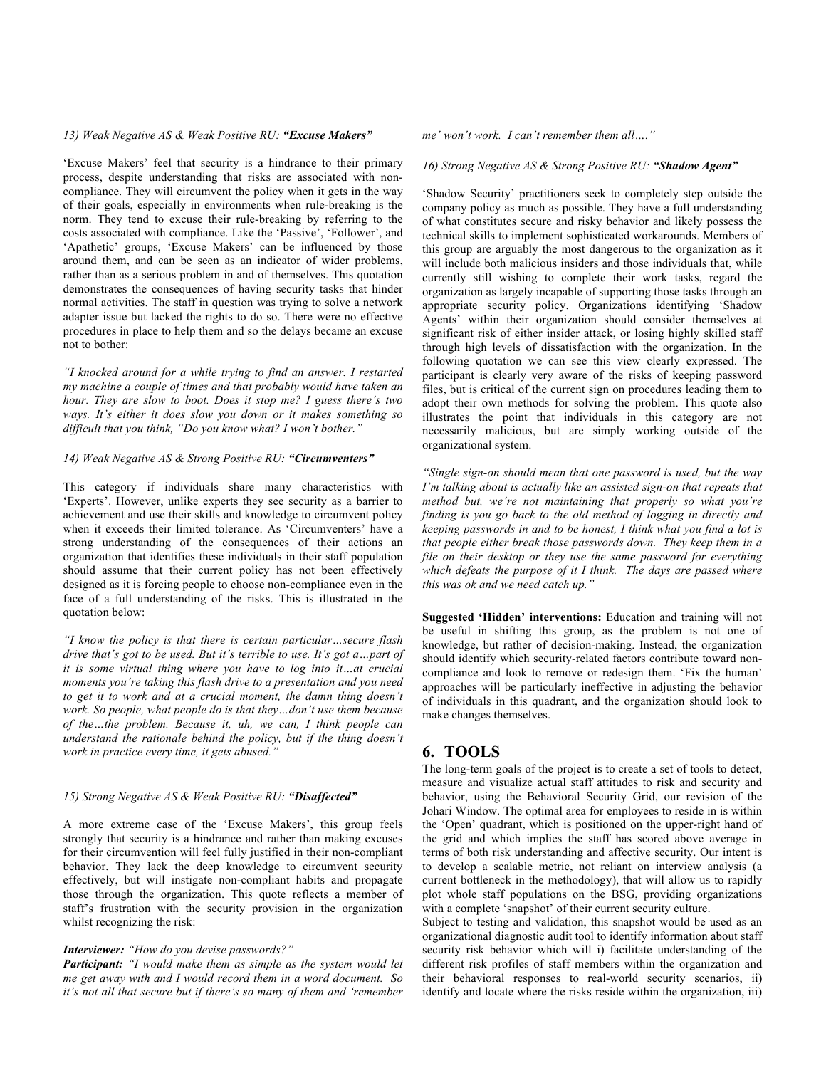*13) Weak Negative AS & Weak Positive RU:* ***"Excuse Makers"***

'Excuse Makers' feel that security is a hindrance to their primary process, despite understanding that risks are associated with non-compliance. They will circumvent the policy when it gets in the way of their goals, especially in environments when rule-breaking is the norm. They tend to excuse their rule-breaking by referring to the costs associated with compliance. Like the 'Passive', 'Follower', and 'Apathetic' groups, 'Excuse Makers' can be influenced by those around them, and can be seen as an indicator of wider problems, rather than as a serious problem in and of themselves. This quotation demonstrates the consequences of having security tasks that hinder normal activities. The staff in question was trying to solve a network adapter issue but lacked the rights to do so. There were no effective procedures in place to help them and so the delays became an excuse not to bother:

*"I knocked around for a while trying to find an answer. I restarted my machine a couple of times and that probably would have taken an hour. They are slow to boot. Does it stop me? I guess there's two ways. It's either it does slow you down or it makes something so difficult that you think, "Do you know what? I won't bother."*

*14) Weak Negative AS & Strong Positive RU:* ***"Circumventers"***

This category if individuals share many characteristics with 'Experts'. However, unlike experts they see security as a barrier to achievement and use their skills and knowledge to circumvent policy when it exceeds their limited tolerance. As 'Circumventers' have a strong understanding of the consequences of their actions an organization that identifies these individuals in their staff population should assume that their current policy has not been effectively designed as it is forcing people to choose non-compliance even in the face of a full understanding of the risks. This is illustrated in the quotation below:

*"I know the policy is that there is certain particular…secure flash drive that's got to be used. But it's terrible to use. It's got a…part of it is some virtual thing where you have to log into it…at crucial moments you're taking this flash drive to a presentation and you need to get it to work and at a crucial moment, the damn thing doesn't work. So people, what people do is that they…don't use them because of the…the problem. Because it, uh, we can, I think people can understand the rationale behind the policy, but if the thing doesn't work in practice every time, it gets abused."*

*15) Strong Negative AS & Weak Positive RU:* ***"Disaffected"***

A more extreme case of the 'Excuse Makers', this group feels strongly that security is a hindrance and rather than making excuses for their circumvention will feel fully justified in their non-compliant behavior. They lack the deep knowledge to circumvent security effectively, but will instigate non-compliant habits and propagate those through the organization. This quote reflects a member of staff's frustration with the security provision in the organization whilst recognizing the risk:

***Interviewer:*** *"How do you devise passwords?"*
***Participant:*** *"I would make them as simple as the system would let me get away with and I would record them in a word document. So it's not all that secure but if there's so many of them and 'remember me' won't work. I can't remember them all…."*

*16) Strong Negative AS & Strong Positive RU:* ***"Shadow Agent"***

'Shadow Security' practitioners seek to completely step outside the company policy as much as possible. They have a full understanding of what constitutes secure and risky behavior and likely possess the technical skills to implement sophisticated workarounds. Members of this group are arguably the most dangerous to the organization as it will include both malicious insiders and those individuals that, while currently still wishing to complete their work tasks, regard the organization as largely incapable of supporting those tasks through an appropriate security policy. Organizations identifying 'Shadow Agents' within their organization should consider themselves at significant risk of either insider attack, or losing highly skilled staff through high levels of dissatisfaction with the organization. In the following quotation we can see this view clearly expressed. The participant is clearly very aware of the risks of keeping password files, but is critical of the current sign on procedures leading them to adopt their own methods for solving the problem. This quote also illustrates the point that individuals in this category are not necessarily malicious, but are simply working outside of the organizational system.

*"Single sign-on should mean that one password is used, but the way I'm talking about is actually like an assisted sign-on that repeats that method but, we're not maintaining that properly so what you're finding is you go back to the old method of logging in directly and keeping passwords in and to be honest, I think what you find a lot is that people either break those passwords down. They keep them in a file on their desktop or they use the same password for everything which defeats the purpose of it I think. The days are passed where this was ok and we need catch up."*

**Suggested 'Hidden' interventions:** Education and training will not be useful in shifting this group, as the problem is not one of knowledge, but rather of decision-making. Instead, the organization should identify which security-related factors contribute toward non-compliance and look to remove or redesign them. 'Fix the human' approaches will be particularly ineffective in adjusting the behavior of individuals in this quadrant, and the organization should look to make changes themselves.

## 6. TOOLS

The long-term goals of the project is to create a set of tools to detect, measure and visualize actual staff attitudes to risk and security and behavior, using the Behavioral Security Grid, our revision of the Johari Window. The optimal area for employees to reside in is within the 'Open' quadrant, which is positioned on the upper-right hand of the grid and which implies the staff has scored above average in terms of both risk understanding and affective security. Our intent is to develop a scalable metric, not reliant on interview analysis (a current bottleneck in the methodology), that will allow us to rapidly plot whole staff populations on the BSG, providing organizations with a complete 'snapshot' of their current security culture.

Subject to testing and validation, this snapshot would be used as an organizational diagnostic audit tool to identify information about staff security risk behavior which will i) facilitate understanding of the different risk profiles of staff members within the organization and their behavioral responses to real-world security scenarios, ii) identify and locate where the risks reside within the organization, iii)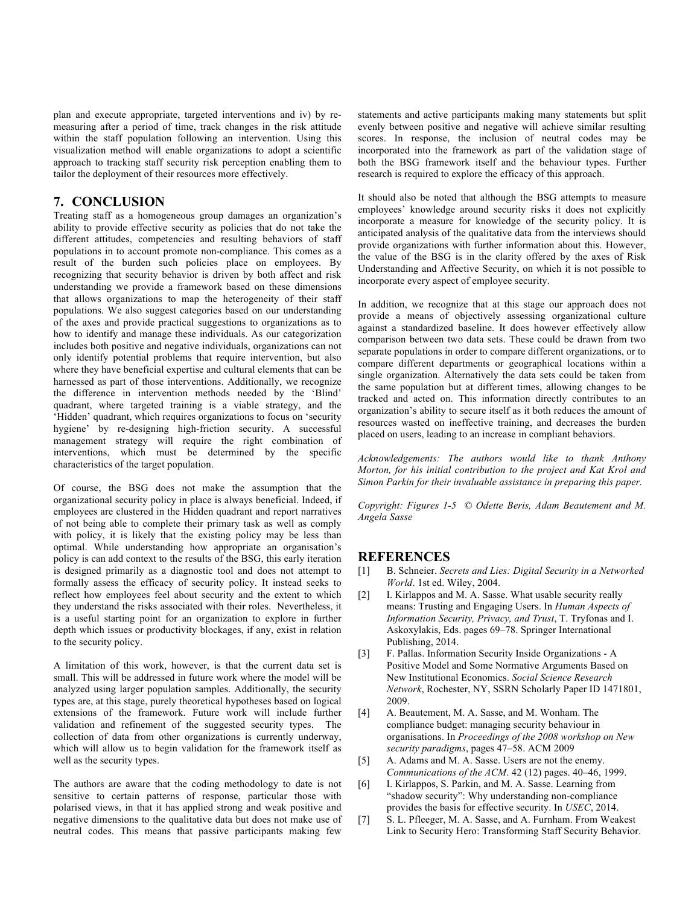plan and execute appropriate, targeted interventions and iv) by re-measuring after a period of time, track changes in the risk attitude within the staff population following an intervention. Using this visualization method will enable organizations to adopt a scientific approach to tracking staff security risk perception enabling them to tailor the deployment of their resources more effectively.

## 7. CONCLUSION

Treating staff as a homogeneous group damages an organization's ability to provide effective security as policies that do not take the different attitudes, competencies and resulting behaviors of staff populations in to account promote non-compliance. This comes as a result of the burden such policies place on employees. By recognizing that security behavior is driven by both affect and risk understanding we provide a framework based on these dimensions that allows organizations to map the heterogeneity of their staff populations. We also suggest categories based on our understanding of the axes and provide practical suggestions to organizations as to how to identify and manage these individuals. As our categorization includes both positive and negative individuals, organizations can not only identify potential problems that require intervention, but also where they have beneficial expertise and cultural elements that can be harnessed as part of those interventions. Additionally, we recognize the difference in intervention methods needed by the 'Blind' quadrant, where targeted training is a viable strategy, and the 'Hidden' quadrant, which requires organizations to focus on 'security hygiene' by re-designing high-friction security. A successful management strategy will require the right combination of interventions, which must be determined by the specific characteristics of the target population.

Of course, the BSG does not make the assumption that the organizational security policy in place is always beneficial. Indeed, if employees are clustered in the Hidden quadrant and report narratives of not being able to complete their primary task as well as comply with policy, it is likely that the existing policy may be less than optimal. While understanding how appropriate an organisation's policy is can add context to the results of the BSG, this early iteration is designed primarily as a diagnostic tool and does not attempt to formally assess the efficacy of security policy. It instead seeks to reflect how employees feel about security and the extent to which they understand the risks associated with their roles. Nevertheless, it is a useful starting point for an organization to explore in further depth which issues or productivity blockages, if any, exist in relation to the security policy.

A limitation of this work, however, is that the current data set is small. This will be addressed in future work where the model will be analyzed using larger population samples. Additionally, the security types are, at this stage, purely theoretical hypotheses based on logical extensions of the framework. Future work will include further validation and refinement of the suggested security types. The collection of data from other organizations is currently underway, which will allow us to begin validation for the framework itself as well as the security types.

The authors are aware that the coding methodology to date is not sensitive to certain patterns of response, particular those with polarised views, in that it has applied strong and weak positive and negative dimensions to the qualitative data but does not make use of neutral codes. This means that passive participants making few statements and active participants making many statements but split evenly between positive and negative will achieve similar resulting scores. In response, the inclusion of neutral codes may be incorporated into the framework as part of the validation stage of both the BSG framework itself and the behaviour types. Further research is required to explore the efficacy of this approach.

It should also be noted that although the BSG attempts to measure employees' knowledge around security risks it does not explicitly incorporate a measure for knowledge of the security policy. It is anticipated analysis of the qualitative data from the interviews should provide organizations with further information about this. However, the value of the BSG is in the clarity offered by the axes of Risk Understanding and Affective Security, on which it is not possible to incorporate every aspect of employee security.

In addition, we recognize that at this stage our approach does not provide a means of objectively assessing organizational culture against a standardized baseline. It does however effectively allow comparison between two data sets. These could be drawn from two separate populations in order to compare different organizations, or to compare different departments or geographical locations within a single organization. Alternatively the data sets could be taken from the same population but at different times, allowing changes to be tracked and acted on. This information directly contributes to an organization's ability to secure itself as it both reduces the amount of resources wasted on ineffective training, and decreases the burden placed on users, leading to an increase in compliant behaviors.

*Acknowledgements: The authors would like to thank Anthony Morton, for his initial contribution to the project and Kat Krol and Simon Parkin for their invaluable assistance in preparing this paper.*

*Copyright: Figures 1-5 © Odette Beris, Adam Beautement and M. Angela Sasse*

## REFERENCES

[1] B. Schneier. *Secrets and Lies: Digital Security in a Networked World*. 1st ed. Wiley, 2004.

[2] I. Kirlappos and M. A. Sasse. What usable security really means: Trusting and Engaging Users. In *Human Aspects of Information Security, Privacy, and Trust*, T. Tryfonas and I. Askoxylakis, Eds. pages 69–78. Springer International Publishing, 2014.

[3] F. Pallas. Information Security Inside Organizations - A Positive Model and Some Normative Arguments Based on New Institutional Economics. *Social Science Research Network*, Rochester, NY, SSRN Scholarly Paper ID 1471801, 2009.

[4] A. Beautement, M. A. Sasse, and M. Wonham. The compliance budget: managing security behaviour in organisations. In *Proceedings of the 2008 workshop on New security paradigms*, pages 47–58. ACM 2009

[5] A. Adams and M. A. Sasse. Users are not the enemy. *Communications of the ACM*. 42 (12) pages. 40–46, 1999.

[6] I. Kirlappos, S. Parkin, and M. A. Sasse. Learning from "shadow security": Why understanding non-compliance provides the basis for effective security. In *USEC*, 2014.

[7] S. L. Pfleeger, M. A. Sasse, and A. Furnham. From Weakest Link to Security Hero: Transforming Staff Security Behavior.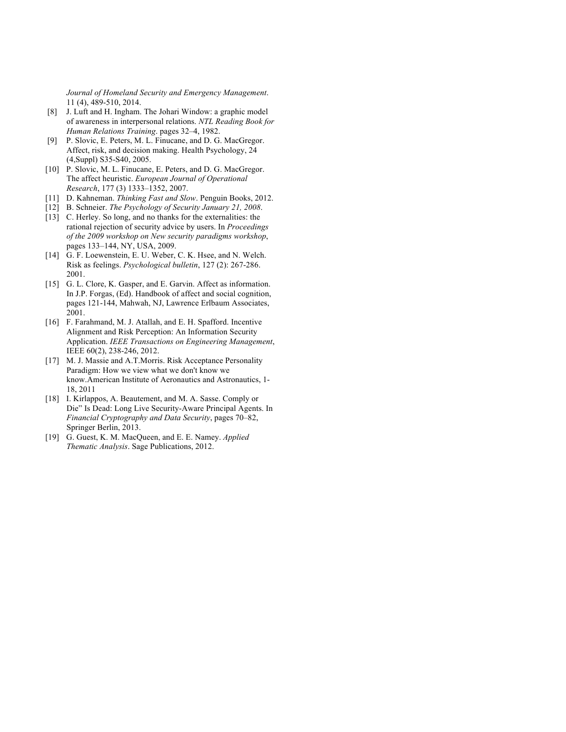*Journal of Homeland Security and Emergency Management*. 11 (4), 489-510, 2014.

[8] J. Luft and H. Ingham. The Johari Window: a graphic model of awareness in interpersonal relations. *NTL Reading Book for Human Relations Training*. pages 32–4, 1982.

[9] P. Slovic, E. Peters, M. L. Finucane, and D. G. MacGregor. Affect, risk, and decision making. Health Psychology, 24 (4,Suppl) S35-S40, 2005.

[10] P. Slovic, M. L. Finucane, E. Peters, and D. G. MacGregor. The affect heuristic. *European Journal of Operational Research*, 177 (3) 1333–1352, 2007.

[11] D. Kahneman. *Thinking Fast and Slow*. Penguin Books, 2012.

[12] B. Schneier. *The Psychology of Security January 21, 2008*.

[13] C. Herley. So long, and no thanks for the externalities: the rational rejection of security advice by users. In *Proceedings of the 2009 workshop on New security paradigms workshop*, pages 133–144, NY, USA, 2009.

[14] G. F. Loewenstein, E. U. Weber, C. K. Hsee, and N. Welch. Risk as feelings. *Psychological bulletin*, 127 (2): 267-286. 2001.

[15] G. L. Clore, K. Gasper, and E. Garvin. Affect as information. In J.P. Forgas, (Ed). Handbook of affect and social cognition, pages 121-144, Mahwah, NJ, Lawrence Erlbaum Associates, 2001.

[16] F. Farahmand, M. J. Atallah, and E. H. Spafford. Incentive Alignment and Risk Perception: An Information Security Application. *IEEE Transactions on Engineering Management*, IEEE 60(2), 238-246, 2012.

[17] M. J. Massie and A.T.Morris. Risk Acceptance Personality Paradigm: How we view what we don't know we know.American Institute of Aeronautics and Astronautics, 1-18, 2011

[18] I. Kirlappos, A. Beautement, and M. A. Sasse. Comply or Die" Is Dead: Long Live Security-Aware Principal Agents. In *Financial Cryptography and Data Security*, pages 70–82, Springer Berlin, 2013.

[19] G. Guest, K. M. MacQueen, and E. E. Namey. *Applied Thematic Analysis*. Sage Publications, 2012.